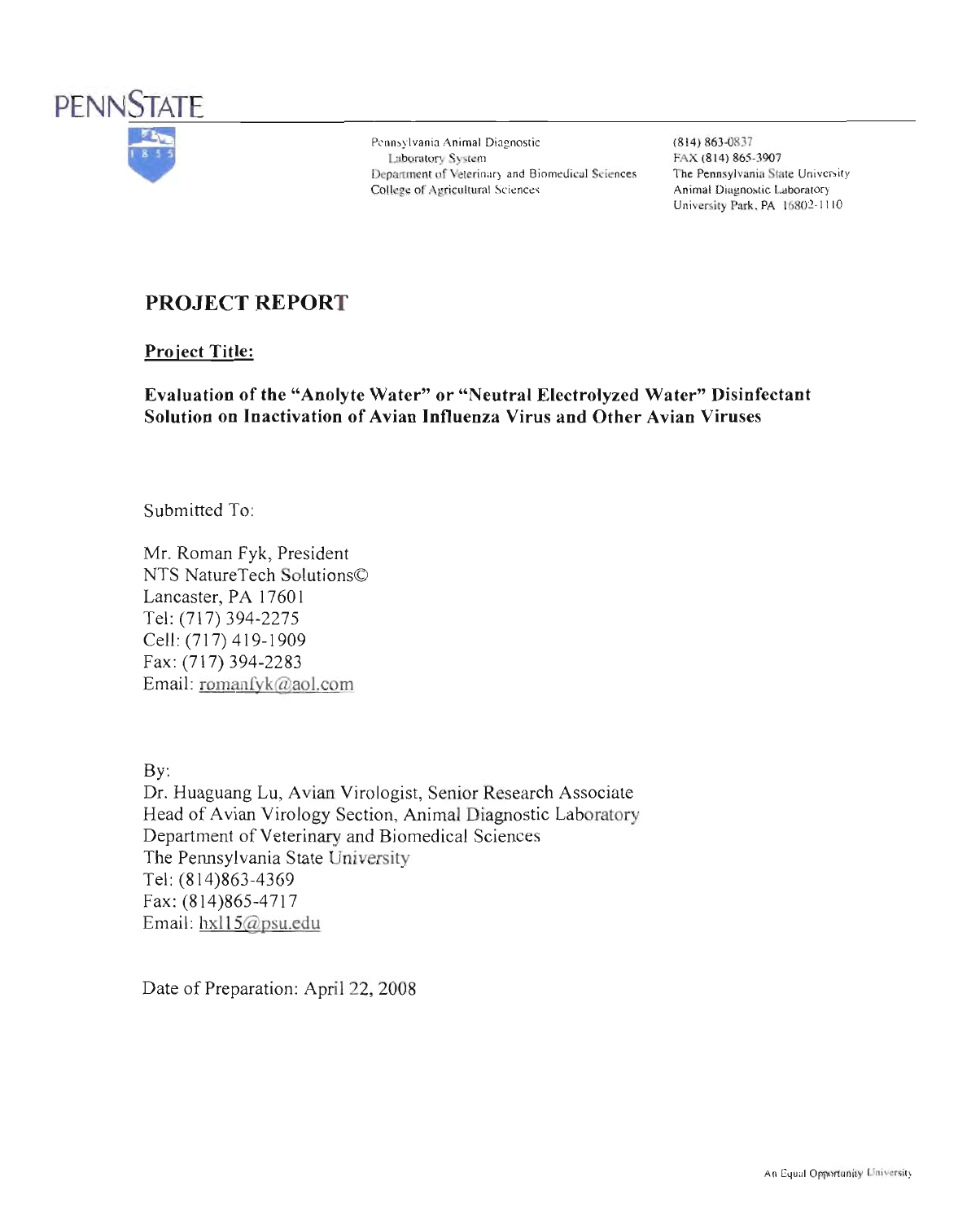PENNSTATE

Pennsylvania Animal Diagnostic Laboratory System
Department of Veterinary and Biomedical Sciences
College of Agricultural Sciences

(814) 863-0837
FAX (814) 865-3907
The Pennsylvania State University
Animal Diagnostic Laboratory
University Park, PA 16802-1110

# PROJECT REPORT

**Project Title:**

**Evaluation of the "Anolyte Water" or "Neutral Electrolyzed Water" Disinfectant Solution on Inactivation of Avian Influenza Virus and Other Avian Viruses**

Submitted To:

Mr. Roman Fyk, President
NTS NatureTech Solutions©
Lancaster, PA 17601
Tel: (717) 394-2275
Cell: (717) 419-1909
Fax: (717) 394-2283
Email: romanfyk@aol.com

By:
Dr. Huaguang Lu, Avian Virologist, Senior Research Associate
Head of Avian Virology Section, Animal Diagnostic Laboratory
Department of Veterinary and Biomedical Sciences
The Pennsylvania State University
Tel: (814)863-4369
Fax: (814)865-4717
Email: hxl15@psu.edu

Date of Preparation: April 22, 2008

An Equal Opportunity University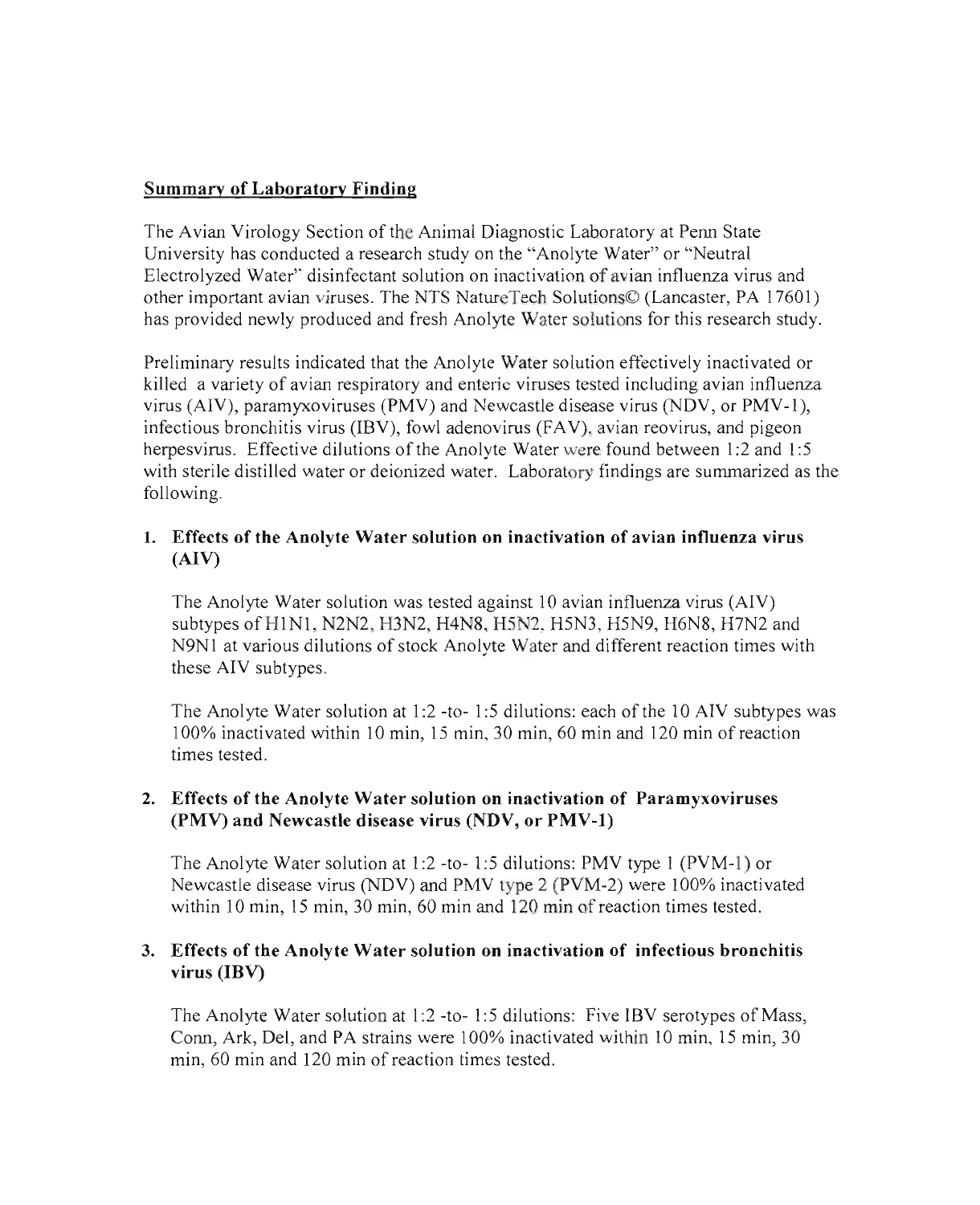## Summary of Laboratory Finding

The Avian Virology Section of the Animal Diagnostic Laboratory at Penn State University has conducted a research study on the "Anolyte Water" or "Neutral Electrolyzed Water" disinfectant solution on inactivation of avian influenza virus and other important avian viruses. The NTS NatureTech Solutions© (Lancaster, PA 17601) has provided newly produced and fresh Anolyte Water solutions for this research study.

Preliminary results indicated that the Anolyte Water solution effectively inactivated or killed a variety of avian respiratory and enteric viruses tested including avian influenza virus (AIV), paramyxoviruses (PMV) and Newcastle disease virus (NDV, or PMV-1), infectious bronchitis virus (IBV), fowl adenovirus (FAV), avian reovirus, and pigeon herpesvirus. Effective dilutions of the Anolyte Water were found between 1:2 and 1:5 with sterile distilled water or deionized water. Laboratory findings are summarized as the following.

1. **Effects of the Anolyte Water solution on inactivation of avian influenza virus (AIV)**

   The Anolyte Water solution was tested against 10 avian influenza virus (AIV) subtypes of H1N1, N2N2, H3N2, H4N8, H5N2, H5N3, H5N9, H6N8, H7N2 and N9N1 at various dilutions of stock Anolyte Water and different reaction times with these AIV subtypes.

   The Anolyte Water solution at 1:2 -to- 1:5 dilutions: each of the 10 AIV subtypes was 100% inactivated within 10 min, 15 min, 30 min, 60 min and 120 min of reaction times tested.

2. **Effects of the Anolyte Water solution on inactivation of Paramyxoviruses (PMV) and Newcastle disease virus (NDV, or PMV-1)**

   The Anolyte Water solution at 1:2 -to- 1:5 dilutions: PMV type 1 (PVM-1) or Newcastle disease virus (NDV) and PMV type 2 (PVM-2) were 100% inactivated within 10 min, 15 min, 30 min, 60 min and 120 min of reaction times tested.

3. **Effects of the Anolyte Water solution on inactivation of infectious bronchitis virus (IBV)**

   The Anolyte Water solution at 1:2 -to- 1:5 dilutions: Five IBV serotypes of Mass, Conn, Ark, Del, and PA strains were 100% inactivated within 10 min, 15 min, 30 min, 60 min and 120 min of reaction times tested.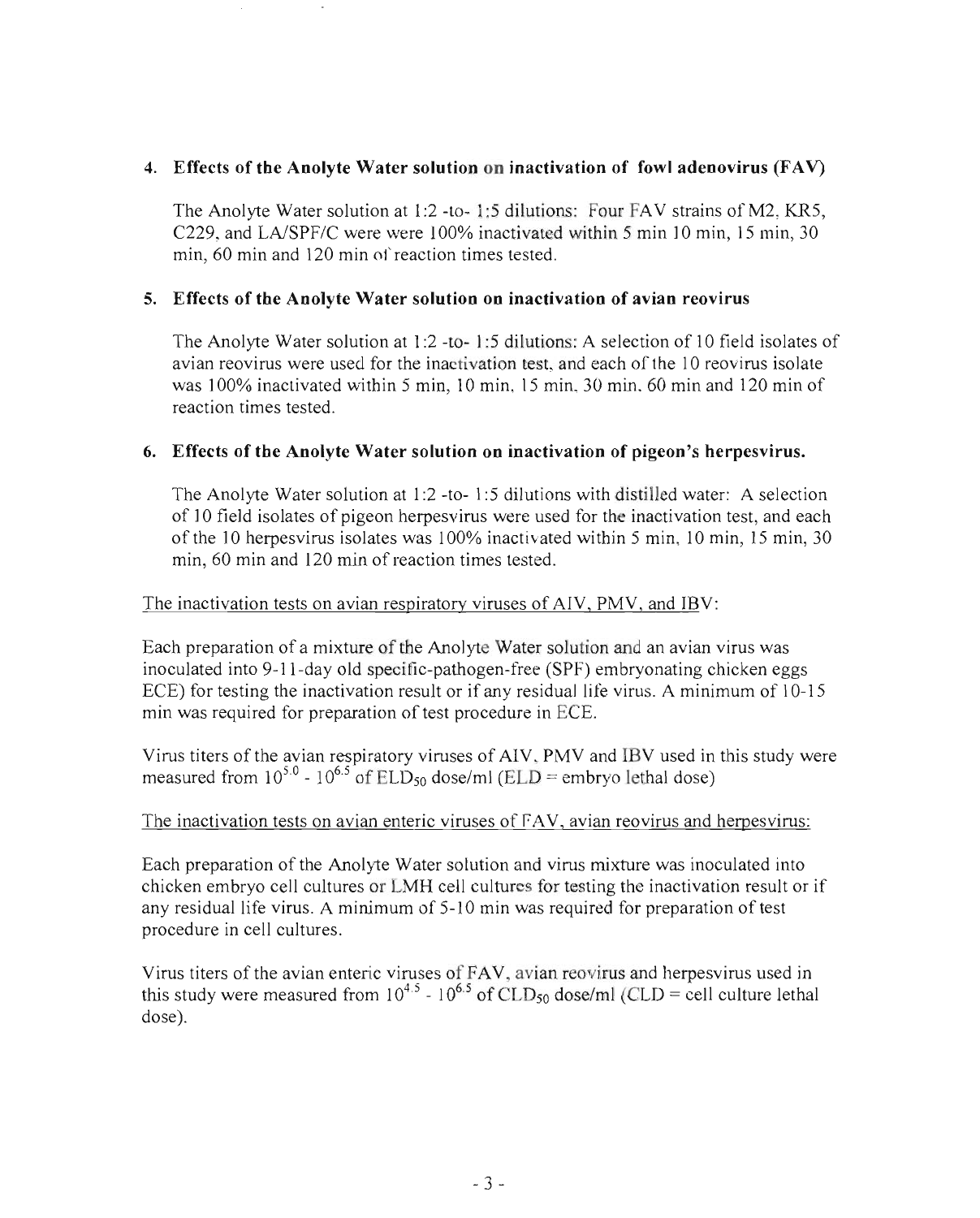4. **Effects of the Anolyte Water solution on inactivation of fowl adenovirus (FAV)**

   The Anolyte Water solution at 1:2 -to- 1:5 dilutions: Four FAV strains of M2, KR5, C229, and LA/SPF/C were were 100% inactivated within 5 min 10 min, 15 min, 30 min, 60 min and 120 min of reaction times tested.

5. **Effects of the Anolyte Water solution on inactivation of avian reovirus**

   The Anolyte Water solution at 1:2 -to- 1:5 dilutions: A selection of 10 field isolates of avian reovirus were used for the inactivation test, and each of the 10 reovirus isolate was 100% inactivated within 5 min, 10 min, 15 min, 30 min, 60 min and 120 min of reaction times tested.

6. **Effects of the Anolyte Water solution on inactivation of pigeon's herpesvirus.**

   The Anolyte Water solution at 1:2 -to- 1:5 dilutions with distilled water: A selection of 10 field isolates of pigeon herpesvirus were used for the inactivation test, and each of the 10 herpesvirus isolates was 100% inactivated within 5 min, 10 min, 15 min, 30 min, 60 min and 120 min of reaction times tested.

<u>The inactivation tests on avian respiratory viruses of AIV, PMV, and IBV:</u>

Each preparation of a mixture of the Anolyte Water solution and an avian virus was inoculated into 9-11-day old specific-pathogen-free (SPF) embryonating chicken eggs ECE) for testing the inactivation result or if any residual life virus. A minimum of 10-15 min was required for preparation of test procedure in ECE.

Virus titers of the avian respiratory viruses of AIV, PMV and IBV used in this study were measured from $10^{5.0}$ - $10^{6.5}$ of $ELD_{50}$ dose/ml (ELD = embryo lethal dose)

<u>The inactivation tests on avian enteric viruses of FAV, avian reovirus and herpesvirus:</u>

Each preparation of the Anolyte Water solution and virus mixture was inoculated into chicken embryo cell cultures or LMH cell cultures for testing the inactivation result or if any residual life virus. A minimum of 5-10 min was required for preparation of test procedure in cell cultures.

Virus titers of the avian enteric viruses of FAV, avian reovirus and herpesvirus used in this study were measured from $10^{4.5}$ - $10^{6.5}$ of $CLD_{50}$ dose/ml (CLD = cell culture lethal dose).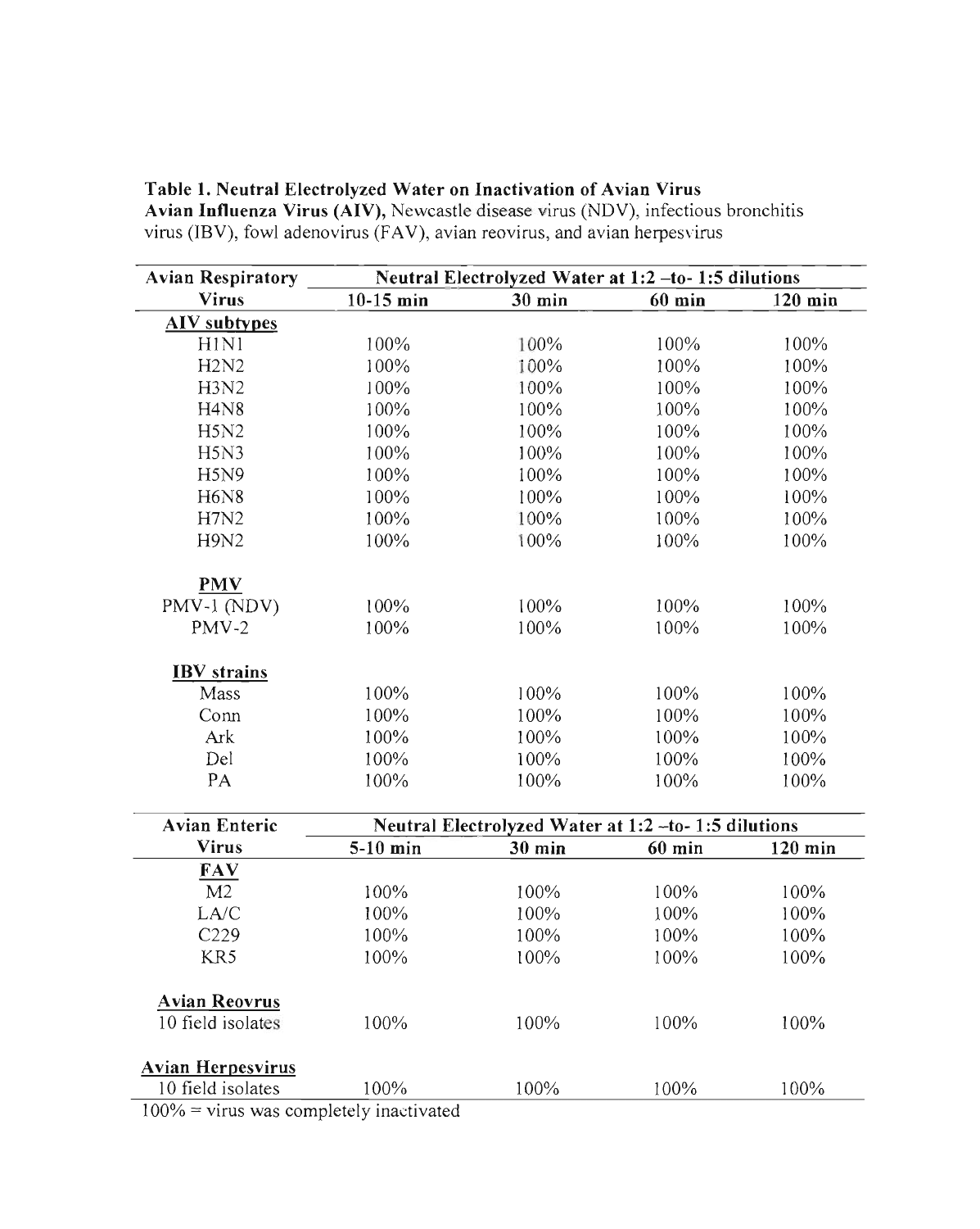**Table 1. Neutral Electrolyzed Water on Inactivation of Avian Virus**
**Avian Influenza Virus (AIV),** Newcastle disease virus (NDV), infectious bronchitis virus (IBV), fowl adenovirus (FAV), avian reovirus, and avian herpesvirus

| Avian Respiratory Virus | Neutral Electrolyzed Water at 1:2 –to- 1:5 dilutions | | | |
|---|---|---|---|---|
| | 10-15 min | 30 min | 60 min | 120 min |
| **AIV subtypes** | | | | |
| H1N1 | 100% | 100% | 100% | 100% |
| H2N2 | 100% | 100% | 100% | 100% |
| H3N2 | 100% | 100% | 100% | 100% |
| H4N8 | 100% | 100% | 100% | 100% |
| H5N2 | 100% | 100% | 100% | 100% |
| H5N3 | 100% | 100% | 100% | 100% |
| H5N9 | 100% | 100% | 100% | 100% |
| H6N8 | 100% | 100% | 100% | 100% |
| H7N2 | 100% | 100% | 100% | 100% |
| H9N2 | 100% | 100% | 100% | 100% |
| **PMV** | | | | |
| PMV-1 (NDV) | 100% | 100% | 100% | 100% |
| PMV-2 | 100% | 100% | 100% | 100% |
| **IBV strains** | | | | |
| Mass | 100% | 100% | 100% | 100% |
| Conn | 100% | 100% | 100% | 100% |
| Ark | 100% | 100% | 100% | 100% |
| Del | 100% | 100% | 100% | 100% |
| PA | 100% | 100% | 100% | 100% |

| Avian Enteric Virus | Neutral Electrolyzed Water at 1:2 –to- 1:5 dilutions | | | |
|---|---|---|---|---|
| | 5-10 min | 30 min | 60 min | 120 min |
| **FAV** | | | | |
| M2 | 100% | 100% | 100% | 100% |
| LA/C | 100% | 100% | 100% | 100% |
| C229 | 100% | 100% | 100% | 100% |
| KR5 | 100% | 100% | 100% | 100% |
| **Avian Reovrus** | | | | |
| 10 field isolates | 100% | 100% | 100% | 100% |
| **Avian Herpesvirus** | | | | |
| 10 field isolates | 100% | 100% | 100% | 100% |

100% = virus was completely inactivated